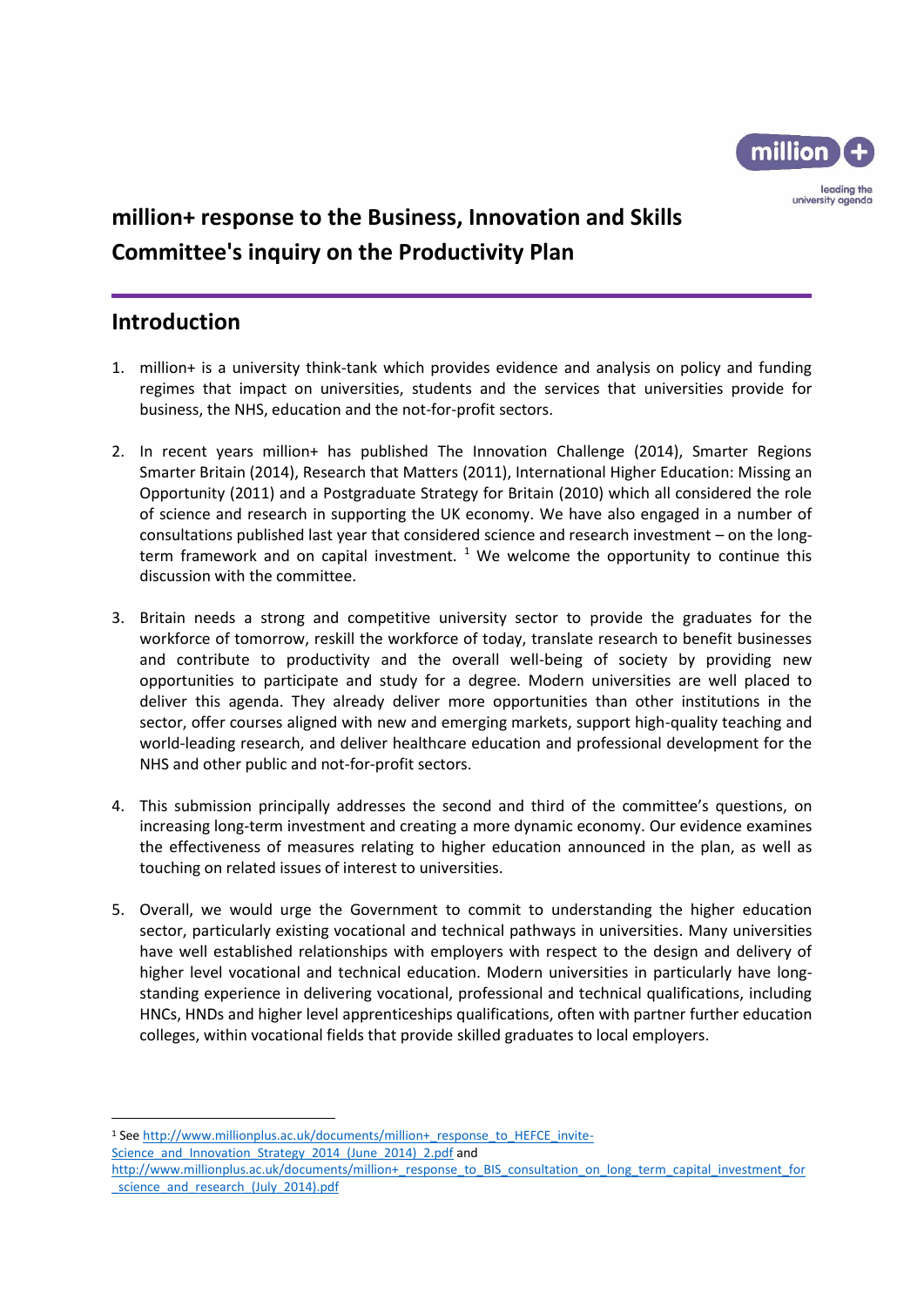# million+ response to the Business, Innovation and Skills Committee's inquiry on the Productivity Plan

## Introduction

1. million+ is a university think-tank which provides evidence and analysis on policy and funding regimes that impact on universities, students and the services that universities provide for business, the NHS, education and the not-for-profit sectors.

2. In recent years million+ has published The Innovation Challenge (2014), Smarter Regions Smarter Britain (2014), Research that Matters (2011), International Higher Education: Missing an Opportunity (2011) and a Postgraduate Strategy for Britain (2010) which all considered the role of science and research in supporting the UK economy. We have also engaged in a number of consultations published last year that considered science and research investment – on the long-term framework and on capital investment. [1] We welcome the opportunity to continue this discussion with the committee.

3. Britain needs a strong and competitive university sector to provide the graduates for the workforce of tomorrow, reskill the workforce of today, translate research to benefit businesses and contribute to productivity and the overall well-being of society by providing new opportunities to participate and study for a degree. Modern universities are well placed to deliver this agenda. They already deliver more opportunities than other institutions in the sector, offer courses aligned with new and emerging markets, support high-quality teaching and world-leading research, and deliver healthcare education and professional development for the NHS and other public and not-for-profit sectors.

4. This submission principally addresses the second and third of the committee's questions, on increasing long-term investment and creating a more dynamic economy. Our evidence examines the effectiveness of measures relating to higher education announced in the plan, as well as touching on related issues of interest to universities.

5. Overall, we would urge the Government to commit to understanding the higher education sector, particularly existing vocational and technical pathways in universities. Many universities have well established relationships with employers with respect to the design and delivery of higher level vocational and technical education. Modern universities in particularly have long-standing experience in delivering vocational, professional and technical qualifications, including HNCs, HNDs and higher level apprenticeships qualifications, often with partner further education colleges, within vocational fields that provide skilled graduates to local employers.

---

[1] See http://www.millionplus.ac.uk/documents/million+_response_to_HEFCE_invite-Science_and_Innovation_Strategy_2014_(June_2014)_2.pdf and http://www.millionplus.ac.uk/documents/million+_response_to_BIS_consultation_on_long_term_capital_investment_for_science_and_research_(July_2014).pdf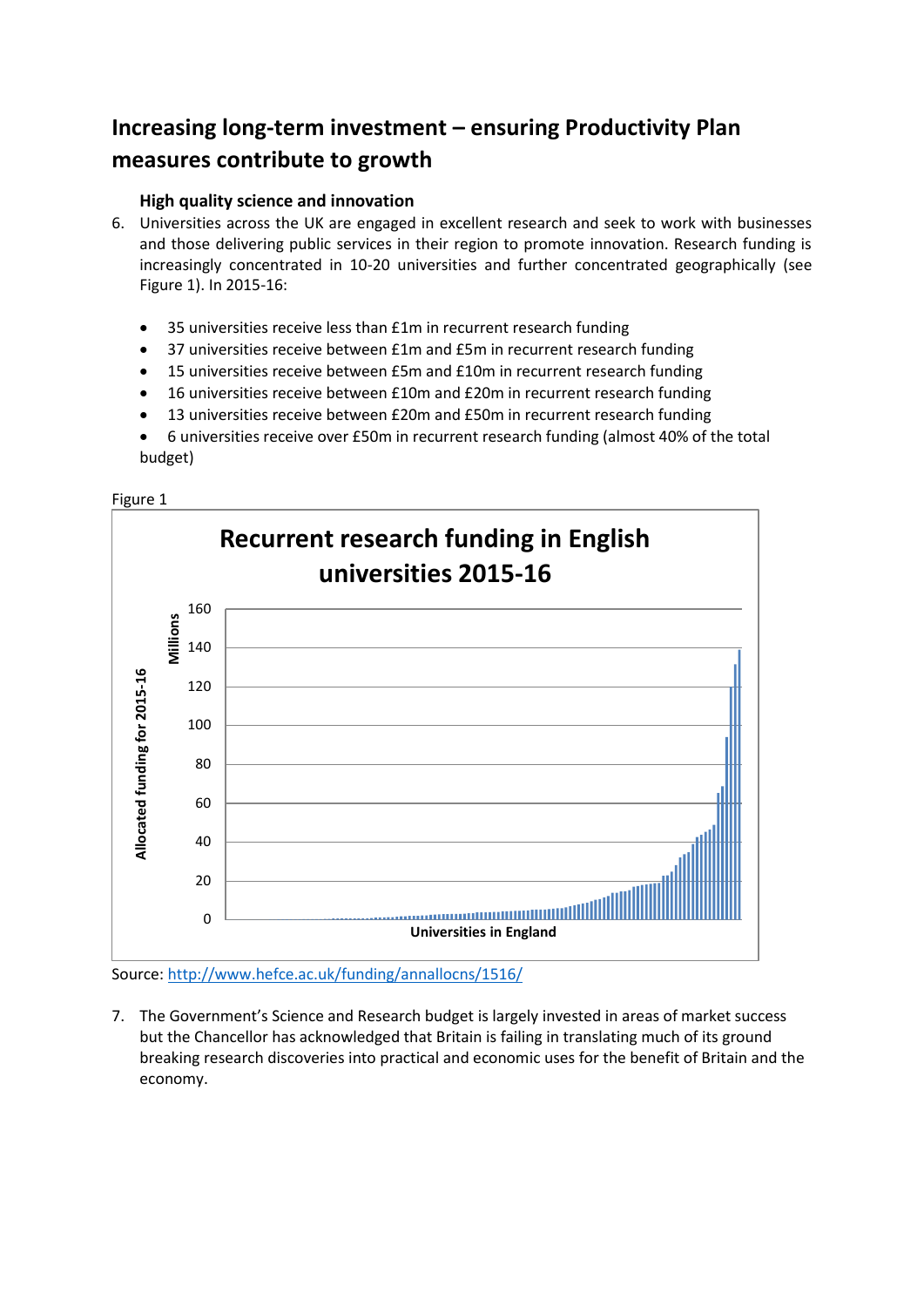# Increasing long-term investment – ensuring Productivity Plan measures contribute to growth

### High quality science and innovation

6. Universities across the UK are engaged in excellent research and seek to work with businesses and those delivering public services in their region to promote innovation. Research funding is increasingly concentrated in 10-20 universities and further concentrated geographically (see Figure 1). In 2015-16:

   - 35 universities receive less than £1m in recurrent research funding
   - 37 universities receive between £1m and £5m in recurrent research funding
   - 15 universities receive between £5m and £10m in recurrent research funding
   - 16 universities receive between £10m and £20m in recurrent research funding
   - 13 universities receive between £20m and £50m in recurrent research funding
   - 6 universities receive over £50m in recurrent research funding (almost 40% of the total budget)

Figure 1

Source: http://www.hefce.ac.uk/funding/annallocns/1516/

7. The Government's Science and Research budget is largely invested in areas of market success but the Chancellor has acknowledged that Britain is failing in translating much of its ground breaking research discoveries into practical and economic uses for the benefit of Britain and the economy.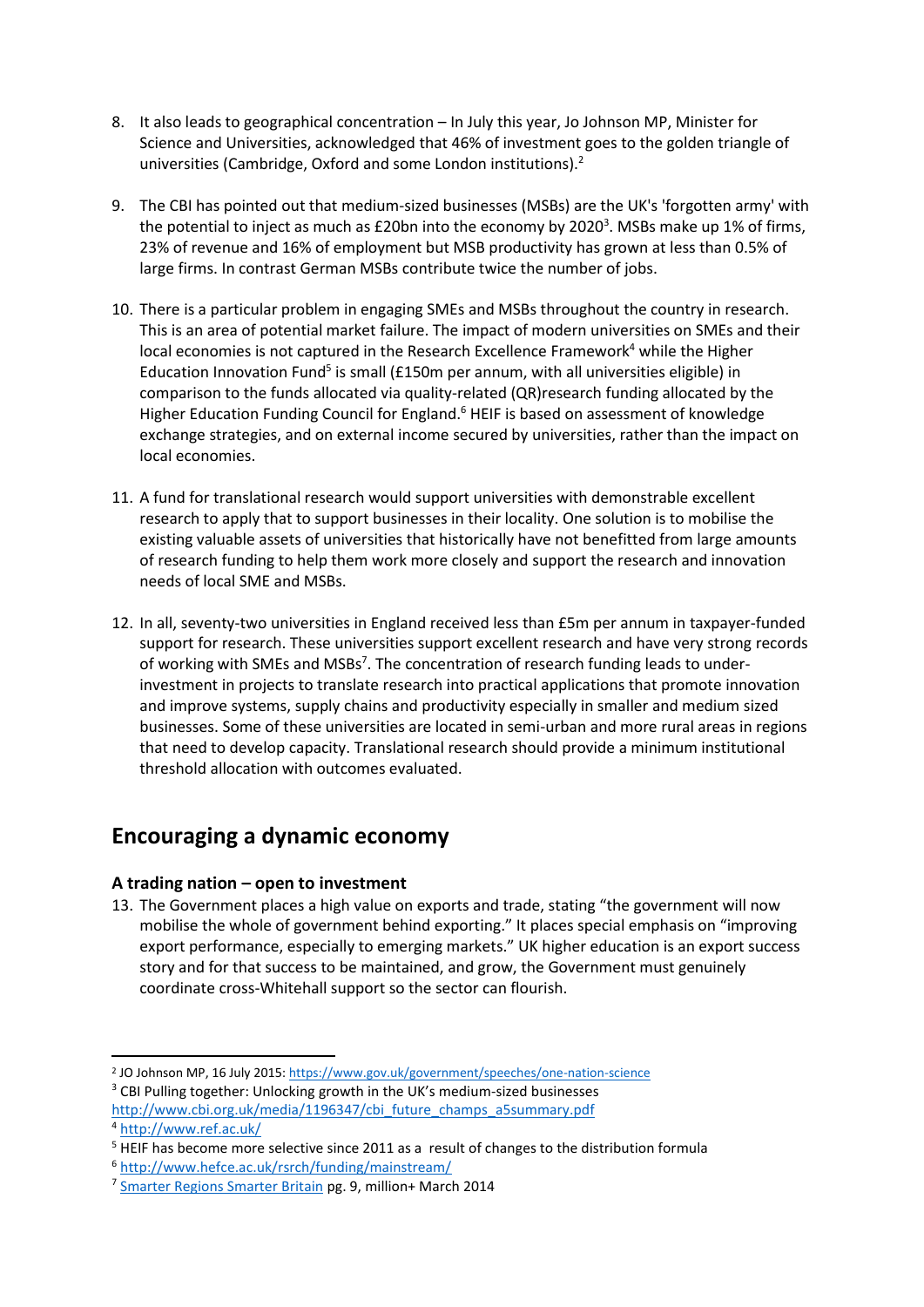8. It also leads to geographical concentration – In July this year, Jo Johnson MP, Minister for Science and Universities, acknowledged that 46% of investment goes to the golden triangle of universities (Cambridge, Oxford and some London institutions).[2]

9. The CBI has pointed out that medium-sized businesses (MSBs) are the UK's 'forgotten army' with the potential to inject as much as £20bn into the economy by 2020[3]. MSBs make up 1% of firms, 23% of revenue and 16% of employment but MSB productivity has grown at less than 0.5% of large firms. In contrast German MSBs contribute twice the number of jobs.

10. There is a particular problem in engaging SMEs and MSBs throughout the country in research. This is an area of potential market failure. The impact of modern universities on SMEs and their local economies is not captured in the Research Excellence Framework[4] while the Higher Education Innovation Fund[5] is small (£150m per annum, with all universities eligible) in comparison to the funds allocated via quality-related (QR)research funding allocated by the Higher Education Funding Council for England.[6] HEIF is based on assessment of knowledge exchange strategies, and on external income secured by universities, rather than the impact on local economies.

11. A fund for translational research would support universities with demonstrable excellent research to apply that to support businesses in their locality. One solution is to mobilise the existing valuable assets of universities that historically have not benefitted from large amounts of research funding to help them work more closely and support the research and innovation needs of local SME and MSBs.

12. In all, seventy-two universities in England received less than £5m per annum in taxpayer-funded support for research. These universities support excellent research and have very strong records of working with SMEs and MSBs[7]. The concentration of research funding leads to under-investment in projects to translate research into practical applications that promote innovation and improve systems, supply chains and productivity especially in smaller and medium sized businesses. Some of these universities are located in semi-urban and more rural areas in regions that need to develop capacity. Translational research should provide a minimum institutional threshold allocation with outcomes evaluated.

## Encouraging a dynamic economy

### A trading nation – open to investment

13. The Government places a high value on exports and trade, stating "the government will now mobilise the whole of government behind exporting." It places special emphasis on "improving export performance, especially to emerging markets." UK higher education is an export success story and for that success to be maintained, and grow, the Government must genuinely coordinate cross-Whitehall support so the sector can flourish.

---

[2] JO Johnson MP, 16 July 2015: https://www.gov.uk/government/speeches/one-nation-science

[3] CBI Pulling together: Unlocking growth in the UK's medium-sized businesses http://www.cbi.org.uk/media/1196347/cbi_future_champs_a5summary.pdf

[4] http://www.ref.ac.uk/

[5] HEIF has become more selective since 2011 as a result of changes to the distribution formula

[6] http://www.hefce.ac.uk/rsrch/funding/mainstream/

[7] Smarter Regions Smarter Britain pg. 9, million+ March 2014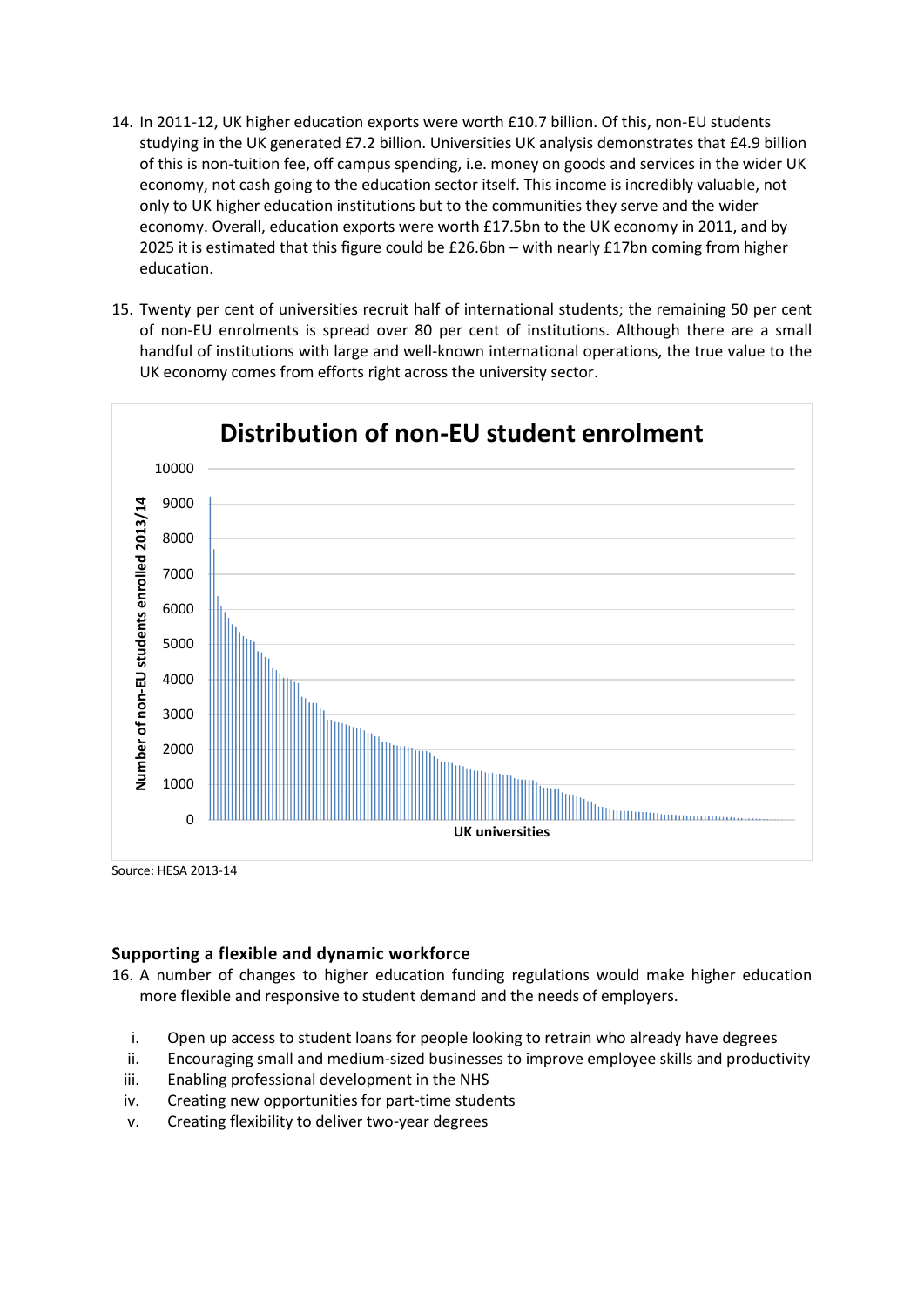14. In 2011-12, UK higher education exports were worth £10.7 billion. Of this, non-EU students studying in the UK generated £7.2 billion. Universities UK analysis demonstrates that £4.9 billion of this is non-tuition fee, off campus spending, i.e. money on goods and services in the wider UK economy, not cash going to the education sector itself. This income is incredibly valuable, not only to UK higher education institutions but to the communities they serve and the wider economy. Overall, education exports were worth £17.5bn to the UK economy in 2011, and by 2025 it is estimated that this figure could be £26.6bn – with nearly £17bn coming from higher education.

15. Twenty per cent of universities recruit half of international students; the remaining 50 per cent of non-EU enrolments is spread over 80 per cent of institutions. Although there are a small handful of institutions with large and well-known international operations, the true value to the UK economy comes from efforts right across the university sector.

**Distribution of non-EU student enrolment**

Number of non-EU students enrolled 2013/14

UK universities

Source: HESA 2013-14

### Supporting a flexible and dynamic workforce

16. A number of changes to higher education funding regulations would make higher education more flexible and responsive to student demand and the needs of employers.

   i. Open up access to student loans for people looking to retrain who already have degrees
   ii. Encouraging small and medium-sized businesses to improve employee skills and productivity
   iii. Enabling professional development in the NHS
   iv. Creating new opportunities for part-time students
   v. Creating flexibility to deliver two-year degrees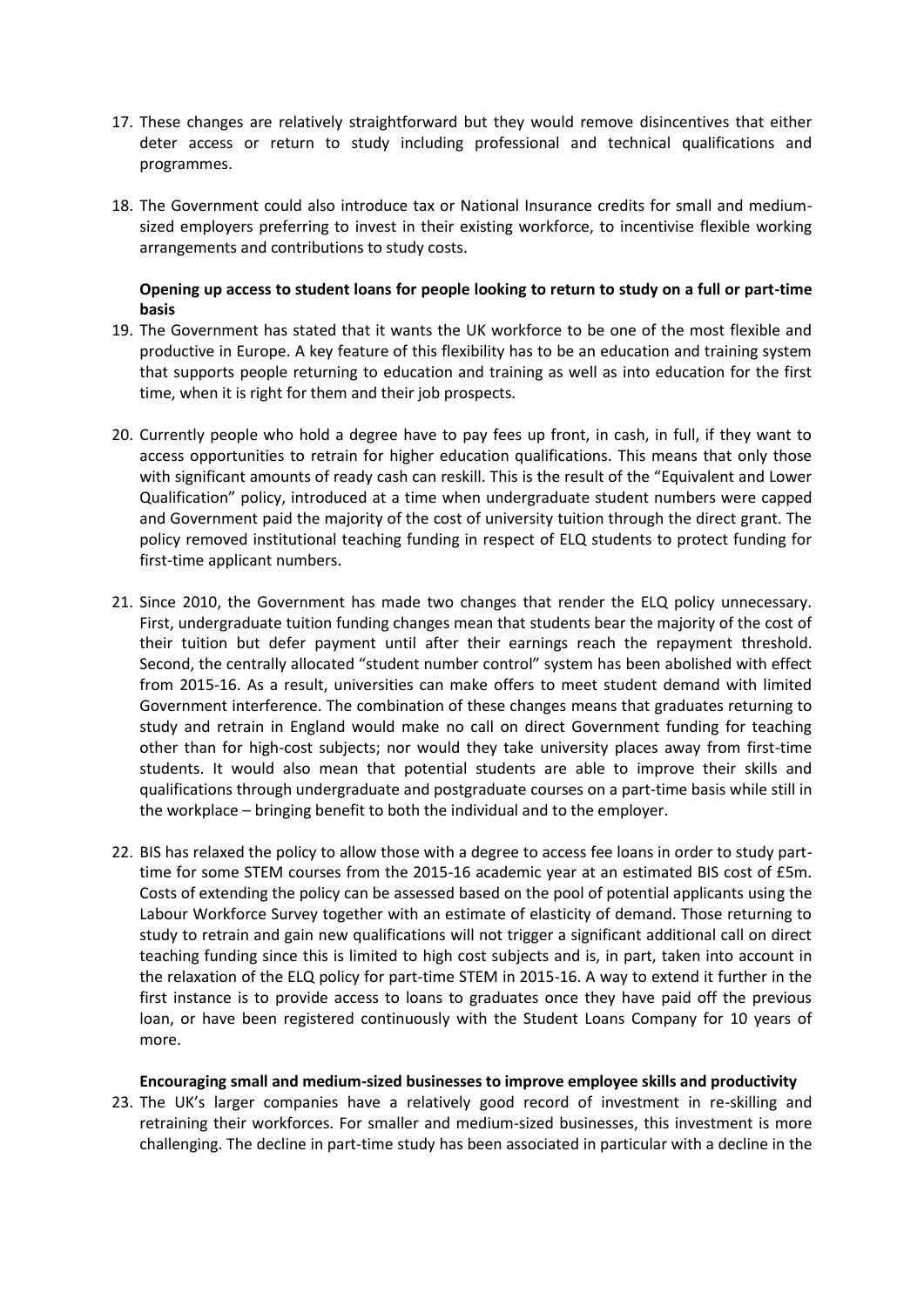17. These changes are relatively straightforward but they would remove disincentives that either deter access or return to study including professional and technical qualifications and programmes.

18. The Government could also introduce tax or National Insurance credits for small and medium-sized employers preferring to invest in their existing workforce, to incentivise flexible working arrangements and contributions to study costs.

**Opening up access to student loans for people looking to return to study on a full or part-time basis**

19. The Government has stated that it wants the UK workforce to be one of the most flexible and productive in Europe. A key feature of this flexibility has to be an education and training system that supports people returning to education and training as well as into education for the first time, when it is right for them and their job prospects.

20. Currently people who hold a degree have to pay fees up front, in cash, in full, if they want to access opportunities to retrain for higher education qualifications. This means that only those with significant amounts of ready cash can reskill. This is the result of the "Equivalent and Lower Qualification" policy, introduced at a time when undergraduate student numbers were capped and Government paid the majority of the cost of university tuition through the direct grant. The policy removed institutional teaching funding in respect of ELQ students to protect funding for first-time applicant numbers.

21. Since 2010, the Government has made two changes that render the ELQ policy unnecessary. First, undergraduate tuition funding changes mean that students bear the majority of the cost of their tuition but defer payment until after their earnings reach the repayment threshold. Second, the centrally allocated "student number control" system has been abolished with effect from 2015-16. As a result, universities can make offers to meet student demand with limited Government interference. The combination of these changes means that graduates returning to study and retrain in England would make no call on direct Government funding for teaching other than for high-cost subjects; nor would they take university places away from first-time students. It would also mean that potential students are able to improve their skills and qualifications through undergraduate and postgraduate courses on a part-time basis while still in the workplace – bringing benefit to both the individual and to the employer.

22. BIS has relaxed the policy to allow those with a degree to access fee loans in order to study part-time for some STEM courses from the 2015-16 academic year at an estimated BIS cost of £5m. Costs of extending the policy can be assessed based on the pool of potential applicants using the Labour Workforce Survey together with an estimate of elasticity of demand. Those returning to study to retrain and gain new qualifications will not trigger a significant additional call on direct teaching funding since this is limited to high cost subjects and is, in part, taken into account in the relaxation of the ELQ policy for part-time STEM in 2015-16. A way to extend it further in the first instance is to provide access to loans to graduates once they have paid off the previous loan, or have been registered continuously with the Student Loans Company for 10 years of more.

**Encouraging small and medium-sized businesses to improve employee skills and productivity**

23. The UK's larger companies have a relatively good record of investment in re-skilling and retraining their workforces. For smaller and medium-sized businesses, this investment is more challenging. The decline in part-time study has been associated in particular with a decline in the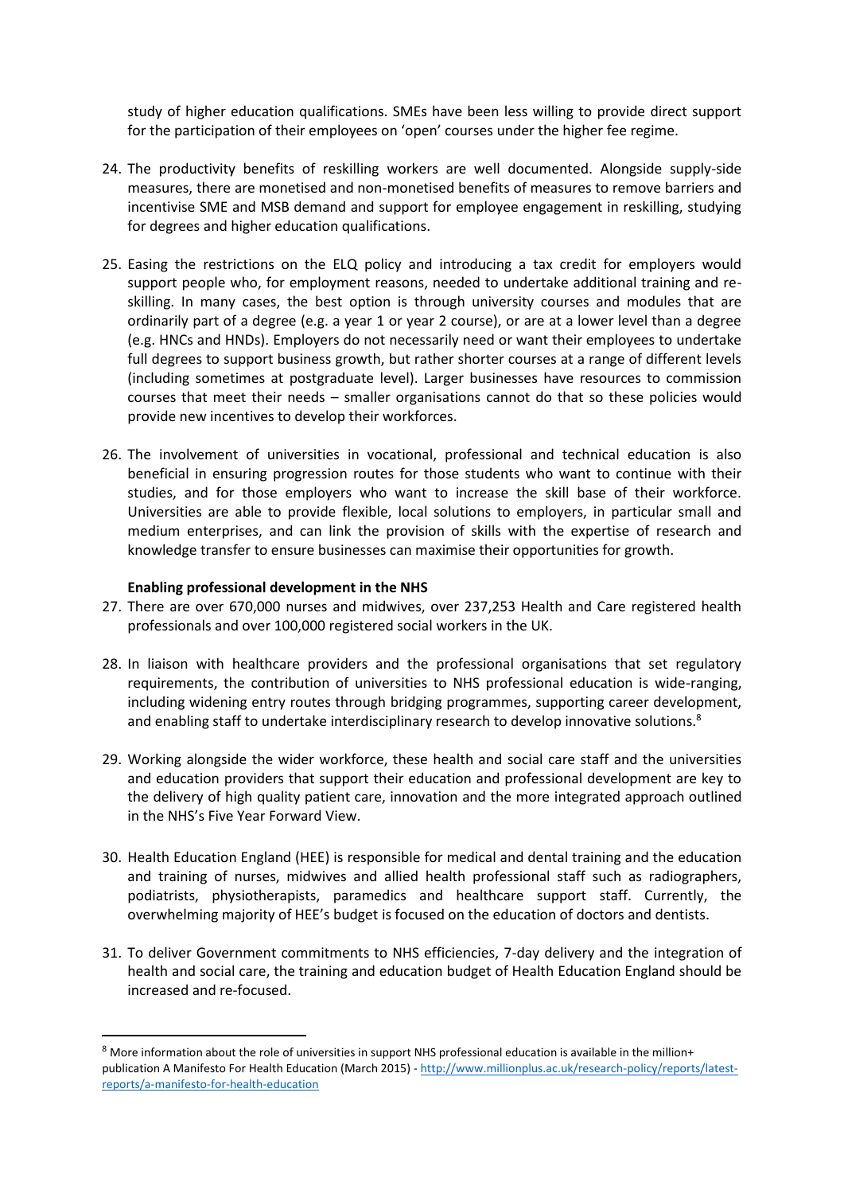study of higher education qualifications. SMEs have been less willing to provide direct support for the participation of their employees on 'open' courses under the higher fee regime.

24. The productivity benefits of reskilling workers are well documented. Alongside supply-side measures, there are monetised and non-monetised benefits of measures to remove barriers and incentivise SME and MSB demand and support for employee engagement in reskilling, studying for degrees and higher education qualifications.

25. Easing the restrictions on the ELQ policy and introducing a tax credit for employers would support people who, for employment reasons, needed to undertake additional training and re-skilling. In many cases, the best option is through university courses and modules that are ordinarily part of a degree (e.g. a year 1 or year 2 course), or are at a lower level than a degree (e.g. HNCs and HNDs). Employers do not necessarily need or want their employees to undertake full degrees to support business growth, but rather shorter courses at a range of different levels (including sometimes at postgraduate level). Larger businesses have resources to commission courses that meet their needs – smaller organisations cannot do that so these policies would provide new incentives to develop their workforces.

26. The involvement of universities in vocational, professional and technical education is also beneficial in ensuring progression routes for those students who want to continue with their studies, and for those employers who want to increase the skill base of their workforce. Universities are able to provide flexible, local solutions to employers, in particular small and medium enterprises, and can link the provision of skills with the expertise of research and knowledge transfer to ensure businesses can maximise their opportunities for growth.

**Enabling professional development in the NHS**

27. There are over 670,000 nurses and midwives, over 237,253 Health and Care registered health professionals and over 100,000 registered social workers in the UK.

28. In liaison with healthcare providers and the professional organisations that set regulatory requirements, the contribution of universities to NHS professional education is wide-ranging, including widening entry routes through bridging programmes, supporting career development, and enabling staff to undertake interdisciplinary research to develop innovative solutions.[8]

29. Working alongside the wider workforce, these health and social care staff and the universities and education providers that support their education and professional development are key to the delivery of high quality patient care, innovation and the more integrated approach outlined in the NHS's Five Year Forward View.

30. Health Education England (HEE) is responsible for medical and dental training and the education and training of nurses, midwives and allied health professional staff such as radiographers, podiatrists, physiotherapists, paramedics and healthcare support staff. Currently, the overwhelming majority of HEE's budget is focused on the education of doctors and dentists.

31. To deliver Government commitments to NHS efficiencies, 7-day delivery and the integration of health and social care, the training and education budget of Health Education England should be increased and re-focused.

[8] More information about the role of universities in support NHS professional education is available in the million+ publication A Manifesto For Health Education (March 2015) - http://www.millionplus.ac.uk/research-policy/reports/latest-reports/a-manifesto-for-health-education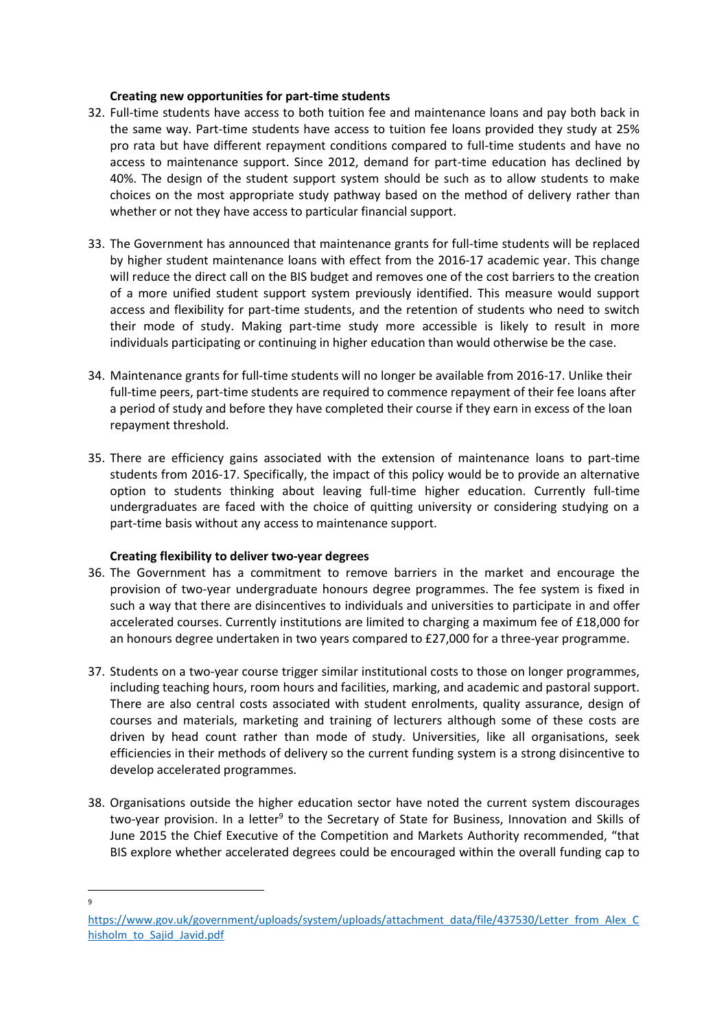**Creating new opportunities for part-time students**

32. Full-time students have access to both tuition fee and maintenance loans and pay both back in the same way. Part-time students have access to tuition fee loans provided they study at 25% pro rata but have different repayment conditions compared to full-time students and have no access to maintenance support. Since 2012, demand for part-time education has declined by 40%. The design of the student support system should be such as to allow students to make choices on the most appropriate study pathway based on the method of delivery rather than whether or not they have access to particular financial support.

33. The Government has announced that maintenance grants for full-time students will be replaced by higher student maintenance loans with effect from the 2016-17 academic year. This change will reduce the direct call on the BIS budget and removes one of the cost barriers to the creation of a more unified student support system previously identified. This measure would support access and flexibility for part-time students, and the retention of students who need to switch their mode of study. Making part-time study more accessible is likely to result in more individuals participating or continuing in higher education than would otherwise be the case.

34. Maintenance grants for full-time students will no longer be available from 2016-17. Unlike their full-time peers, part-time students are required to commence repayment of their fee loans after a period of study and before they have completed their course if they earn in excess of the loan repayment threshold.

35. There are efficiency gains associated with the extension of maintenance loans to part-time students from 2016-17. Specifically, the impact of this policy would be to provide an alternative option to students thinking about leaving full-time higher education. Currently full-time undergraduates are faced with the choice of quitting university or considering studying on a part-time basis without any access to maintenance support.

**Creating flexibility to deliver two-year degrees**

36. The Government has a commitment to remove barriers in the market and encourage the provision of two-year undergraduate honours degree programmes. The fee system is fixed in such a way that there are disincentives to individuals and universities to participate in and offer accelerated courses. Currently institutions are limited to charging a maximum fee of £18,000 for an honours degree undertaken in two years compared to £27,000 for a three-year programme.

37. Students on a two-year course trigger similar institutional costs to those on longer programmes, including teaching hours, room hours and facilities, marking, and academic and pastoral support. There are also central costs associated with student enrolments, quality assurance, design of courses and materials, marketing and training of lecturers although some of these costs are driven by head count rather than mode of study. Universities, like all organisations, seek efficiencies in their methods of delivery so the current funding system is a strong disincentive to develop accelerated programmes.

38. Organisations outside the higher education sector have noted the current system discourages two-year provision. In a letter[9] to the Secretary of State for Business, Innovation and Skills of June 2015 the Chief Executive of the Competition and Markets Authority recommended, "that BIS explore whether accelerated degrees could be encouraged within the overall funding cap to

---

[9] https://www.gov.uk/government/uploads/system/uploads/attachment_data/file/437530/Letter_from_Alex_Chisholm_to_Sajid_Javid.pdf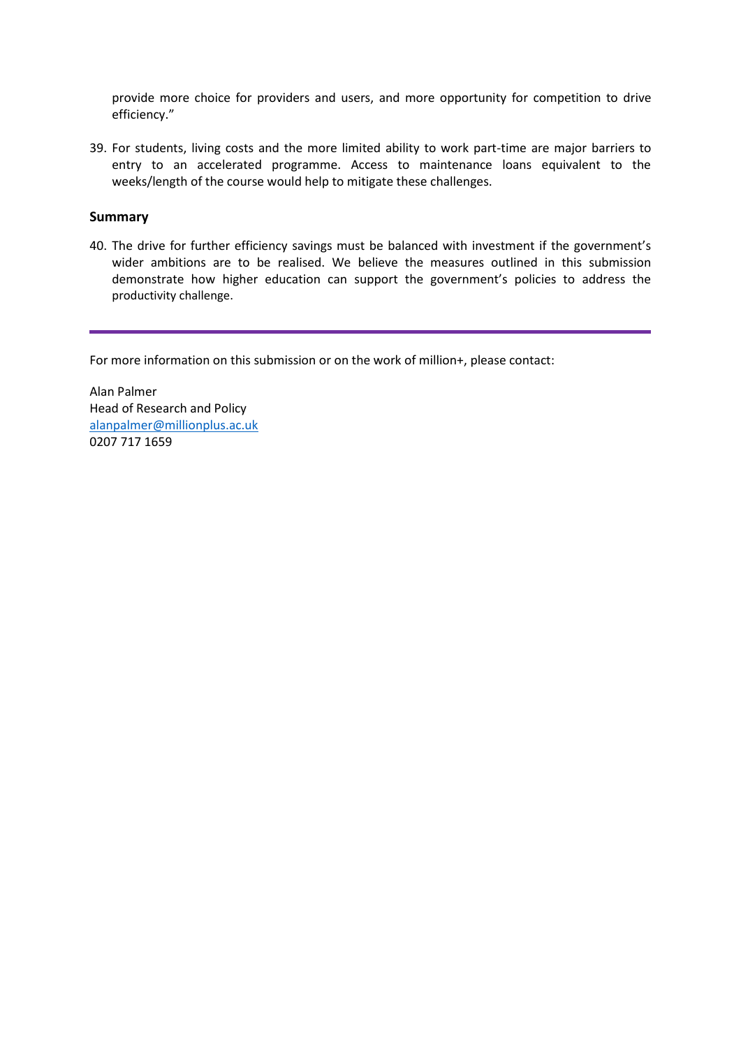provide more choice for providers and users, and more opportunity for competition to drive efficiency."

39. For students, living costs and the more limited ability to work part-time are major barriers to entry to an accelerated programme. Access to maintenance loans equivalent to the weeks/length of the course would help to mitigate these challenges.

## Summary

40. The drive for further efficiency savings must be balanced with investment if the government's wider ambitions are to be realised. We believe the measures outlined in this submission demonstrate how higher education can support the government's policies to address the productivity challenge.

---

For more information on this submission or on the work of million+, please contact:

Alan Palmer
Head of Research and Policy
alanpalmer@millionplus.ac.uk
0207 717 1659